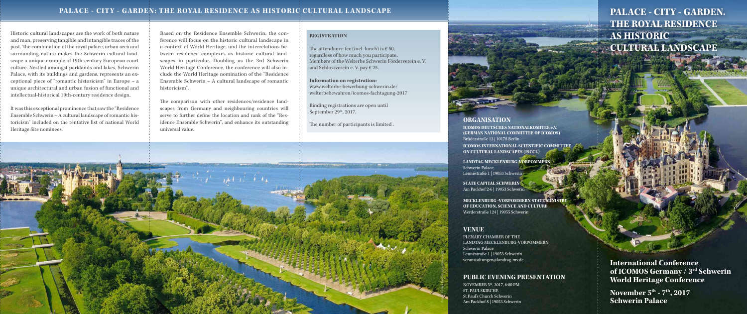# PALACE - CITY - GARDEN: THE ROYAL RESIDENCE AS HISTORIC CULTURAL LANDSCAPE

Historic cultural landscapes are the work of both nature and man, preserving tangible and intangible traces of the past. The combination of the royal palace, urban area and surrounding nature makes the Schwerin cultural landscape a unique example of 19th-century European court culture. Nestled amongst parklands and lakes, Schwerin Palace, with its buildings and gardens, represents an exceptional piece of "romantic historicism" in Europe – a unique architectural and urban fusion of functional and intellectual-historical 19th-century residence design.

It was this exceptional prominence that saw the "Residence Ensemble Schwerin – A cultural landscape of romantic historicism" included on the tentative list of national World Heritage Site nominees.

Based on the Residence Ensemble Schwerin, the conference will focus on the historic cultural landscape in a context of World Heritage, and the interrelations between residence complexes as historic cultural landscapes in particular. Doubling as the 3rd Schwerin World Heritage Conference, the conference will also include the World Heritage nomination of the "Residence Ensemble Schwerin – A cultural landscape of romantic historicism".

The comparison with other residences/residence landscapes from Germany and neighbouring countries will serve to further define the location and rank of the "Residence Ensemble Schwerin", and enhance its outstanding universal value.

## REGISTRATION

The attendance fee (incl. lunch) is € 50, regardless of how much you participate.
Members of the Welterbe Schwerin Förderverein e. V. and Schlossverein e. V. pay € 25.

**Information on registration:**
www.welterbe-bewerbung-schwerin.de/welterbebewahren/icomos-fachtagung-2017

Binding registrations are open until September 29th, 2017.

The number of participants is limited .

## ORGANISATION

**ICOMOS DEUTSCHES NATIONALKOMITEE e.V. (GERMAN NATIONAL COMMITTEE OF ICOMOS)**
Brüderstraße 13 | 10178 Berlin

**ICOMOS INTERNATIONAL SCIENTIFIC COMMITTEE ON CULTURAL LANDSCAPES (ISCCL)**

**LANDTAG MECKLENBURG-VORPOMMERN**
Schwerin Palace
Lennéstraße 1 | 19053 Schwerin

**STATE CAPITAL SCHWERIN**
Am Packhof 2-6 | 19053 Schwerin

**MECKLENBURG -VORPOMMERN STATE MINISTRY OF EDUCATION, SCIENCE AND CULTURE**
Werderstraße 124 | 19055 Schwerin

## VENUE

PLENARY CHAMBER OF THE LANDTAG MECKLENBURG-VORPOMMERN
Schwerin Palace
Lennéstraße 1 | 19053 Schwerin
veranstaltungen@landtag-mv.de

## PUBLIC EVENING PRESENTATION

NOVEMBER 5th, 2017, 6:00 PM
ST. PAULSKIRCHE
St Paul's Church Schwerin
Am Packhof 8 | 19053 Schwerin

# PALACE - CITY - GARDEN. THE ROYAL RESIDENCE AS HISTORIC CULTURAL LANDSCAPE

**International Conference of ICOMOS Germany / 3rd Schwerin World Heritage Conference**

**November 5th - 7th, 2017**
**Schwerin Palace**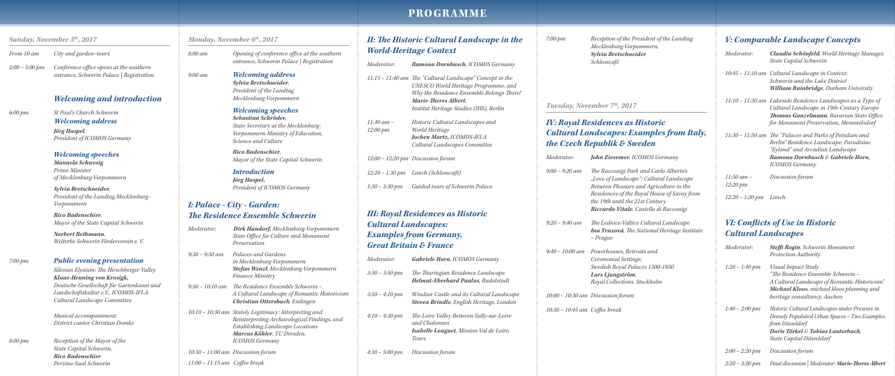# PROGRAMME

## Sunday, November 5th, 2017

From 10 am — City and garden–tours

2:00 – 5:00 pm — Conference office opens at the southern entrance, Schwerin Palace | Registration

### Welcoming and introduction

6:00 pm — St Paul's Church Schwerin

***Welcoming address***
***Jörg Haspel***, President of ICOMOS Germany

***Welcoming speeches***
***Manuela Schwesig***, Prime Minister of Mecklenburg-Vorpommern

***Sylvia Bretschneider***, President of the Landtag Mecklenburg-Vorpommern

***Rico Badenschier***, Mayor of the State Capital Schwerin

***Norbert Rethmann***, Welterbe Schwerin Förderverein e. V.

7:00 pm — ***Public evening presentation***
*Silesian Elysium: The Hirschberger Valley*
***Klaus-Henning von Krosigk***, *Deutsche Gesellschaft für Gartenkunst und Landschaftskultur e.V., ICOMOS-IFLA Cultural Landscape Committee*

*Musical accompaniment: District cantor Christian Domke*

8:00 pm — Reception of the Mayor of the State Capital Schwerin, ***Rico Badenschier***, Perzina-Saal Schwerin

## Monday, November 6th, 2017

8:00 am — Opening of conference office at the southern entrance, Schwerin Palace | Registration

9:00 am — ***Welcoming address***
***Sylvia Bretschneider***, President of the Landtag Mecklenburg-Vorpommern

***Welcoming speeches***
***Sebastian Schröder***, State Secretary at the Mecklenburg-Vorpommern Ministry of Education, Science and Culture

***Rico Badenschier***, Mayor of the State Capital Schwerin

***Introduction***
***Jörg Haspel***, President of ICOMOS Germany

### I: Palace - City - Garden: The Residence Ensemble Schwerin

Moderator: ***Dirk Handorf***, Mecklenburg-Vorpommern State Office for Culture and Monument Preservation

9:30 – 9:50 am — Palaces and Gardens in Mecklenburg-Vorpommern
***Stefan Wenzl***, Mecklenburg-Vorpommern Finance Ministry

9:50 – 10:10 am — The Residence Ensemble Schwerin – A Cultural Landscape of Romantic Historicism
***Christian Ottersbach***, Esslingen

10:10 – 10:30 am — Stately Legitimacy: Interpreting and Reinterpreting Archaeological Findings, and Establishing Landscape Locations
***Marcus Köhler***, TU Dresden, ICOMOS Germany

10:30 – 11:00 am — Discussion forum

11:00 – 11:15 am — Coffee break

### II: The Historic Cultural Landscape in the World-Heritage Context

Moderator: ***Ramona Dornbusch***, ICOMOS Germany

11:15 – 11:40 am — The "Cultural Landscape" Concept in the UNESCO World Heritage Programme, and Why the Residence Ensemble Belongs There!
***Marie-Theres Albert***, Institut Heritage Studies (IHS), Berlin

11:40 am – 12:00 pm — Historic Cultural Landscapes and World Heritage
***Jochen Martz***, ICOMOS-IFLA Cultural Landscapes Committee

12:00 – 12:20 pm — Discussion forum

12:20 – 1.30 pm — Lunch (Schlosscafé)

1:30 – 3:30 pm — Guided tours of Schwerin Palace

### III: Royal Residences as Historic Cultural Landscapes: Examples from Germany, Great Britain & France

Moderator: ***Gabriele Horn***, ICOMOS Germany

3:30 – 3:50 pm — The Thuringian Residence Landscape
***Helmut-Eberhard Paulus***, Rudolstadt

3:50 – 4:10 pm — Windsor Castle and its Cultural Landscape
***Steven Brindle***, English Heritage, London

4:10 – 4:30 pm — The Loire Valley Between Sully-sur-Loire and Chalonnes
***Isabelle Longuet***, Mission Val de Loire, Tours

4:30 – 5:00 pm — Discussion forum

7:00 pm — Reception of the President of the Landtag Mecklenburg-Vorpommern, ***Sylvia Bretschneider***, Schlosscafé

## Tuesday, November 7th, 2017

### IV: Royal Residences as Historic Cultural Landscapes: Examples from Italy, the Czech Republik & Sweden

Moderator: ***John Ziesemer***, ICOMOS Germany

9:00 – 9:20 am — The Racconigi Park and Carlo Alberto's „Love of Landscape": Cultural Landscape Between Pleasure and Agriculture in the Residences of the Royal House of Savoy from the 19th until the 21st Century
***Riccardo Vitale***, Castello di Racconigi

9:20 – 9:40 am — The Lednice-Valtice Cultural Landscape
***Ina Truxová***, The National Heritage Institute – Prague

9:40 – 10:00 am — Powerhouses, Retreats and Ceremonial Settings: Swedish Royal Palaces 1500-1850
***Lars Ljungström***, Royal Collections, Stockholm

10:00 – 10:30 am — Discussion forum

10:30 – 10:45 am — Coffee break

### V: Comparable Landscape Concepts

Moderator: ***Claudia Schönfeld***, World Heritage Manager, State Capital Schwerin

10:45 – 11:10 am — Cultural Landscape in Context: Schwerin and the Lake District
***William Bainbridge***, Durham University

11:10 – 11:30 am — Lakeside Residence Landscapes as a Type of Cultural Landscape in 19th-Century Europe
***Thomas Gunzelmann***, Bavarian State Office for Monument Preservation, Memmelsdorf

11:30 – 11:50 am — The "Palaces and Parks of Potsdam and Berlin" Residence Landscape: Paradisiac "Eyland" and Arcadian Landscape
***Ramona Dornbusch*** & ***Gabriele Horn***, ICOMOS Germany

11:50 am – 12:20 pm — Discussion forum

12:20 – 1:20 pm — Lunch

### VI: Conflicts of Use in Historic Cultural Landscapes

Moderator: ***Steffi Rogin***, Schwerin Monument Protection Authority

1:20 – 1:40 pm — Visual Impact Study "The Residence Ensemble Schwerin – A Cultural Landscape of Romantic Historicism"
***Michael Kloos***, michael kloos planning and heritage consultancy, Aachen

1:40 – 2:00 pm — Historic Cultural Landscapes under Pressure in Densely Populated Urban Spaces – Two Examples from Düsseldorf
***Doris Törkel*** & ***Tobias Lauterbach***, State Capital Düsseldorf

2:00 – 2:20 pm — Discussion forum

2:20 – 3:20 pm — Final discussion | Moderator: ***Marie-Theres Albert***